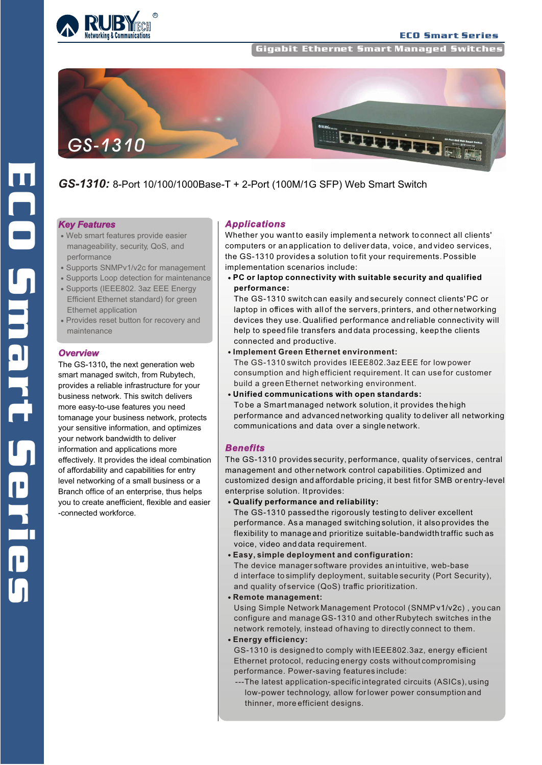ECO Smart Series

Gigabit Ethernet Smart Managed Switches

# GS-1310

**GS-1310:** 8-Port 10/100/1000Base-T + 2-Port (100M/1G SFP) Web Smart Switch

## Key Features

- Web smart features provide easier manageability, security, QoS, and performance
- Supports SNMPv1/v2c for management
- Supports Loop detection for maintenance
- Supports (IEEE802. 3az EEE Energy Efficient Ethernet standard) for green Ethernet application
- Provides reset button for recovery and maintenance

## Overview

The GS-1310, the next generation web smart managed switch, from Rubytech, provides a reliable infrastructure for your business network. This switch delivers more easy-to-use features you need tomanage your business network, protects your sensitive information, and optimizes your network bandwidth to deliver information and applications more effectively. It provides the ideal combination of affordability and capabilities for entry level networking of a small business or a Branch office of an enterprise, thus helps you to create anefficient, flexible and easier -connected workforce.

## Applications

Whether you wantto easily implementa network toconnect all clients' computers or anapplication to deliverdata, voice, andvideo services, the GS-1310 providesa solution tofit your requirements. Possible implementation scenarios include:

- **PC or laptop connectivity with suitable security and qualified performance:**
  The GS-1310 switchcan easily andsecurely connect clients' PC or laptop in offices with allof the servers, printers, and othernetworking devices they use. Qualified performance andreliable connectivity will help to speedfile transfers anddata processing, keepthe clients connected and productive.
- **Implement Green Ethernet environment:**
  The GS-1310 switch provides IEEE802.3az EEE for lowpower consumption and highefficient requirement. It can usefor customer build a greenEthernet networking environment.
- **Unified communications with open standards:**
  Tobe a Smartmanaged network solution, it provides thehigh performance and advancednetworking quality todeliver all networking communications and data over a singlenetwork.

## Benefits

The GS-1310 provides security, performance, quality ofservices, central management and othernetwork control capabilities. Optimized and customized design andaffordable pricing, it best fitfor SMB orentry-level enterprise solution. Itprovides:

- **Qualify performance and reliability:**
  The GS-1310 passedthe rigorously testingto deliver excellent performance. Asa managed switchingsolution, it alsoprovides the flexibility to manageand prioritize suitable-bandwidth traffic such as voice, video anddata requirement.
- **Easy, simple deployment and configuration:**
  The device managersoftware provides anintuitive, web-base d interface tosimplify deployment, suitablesecurity (Port Security), and quality ofservice (QoS) traffic prioritization.
- **Remote management:**
  Using Simple Network Management Protocol (SNMPv1/v2c) , youcan configure and manage GS-1310 and other Rubytech switches inthe network remotely, instead ofhaving to directly connect to them.
- **Energy efficiency:**
  GS-1310 is designedto comply withIEEE802.3az, energy efficient Ethernet protocol, reducingenergy costs withoutcompromising performance. Power-saving featuresinclude:
  ---The latest application-specificintegrated circuits (ASICs), using low-power technology, allow forlower power consumptionand thinner, moreefficient designs.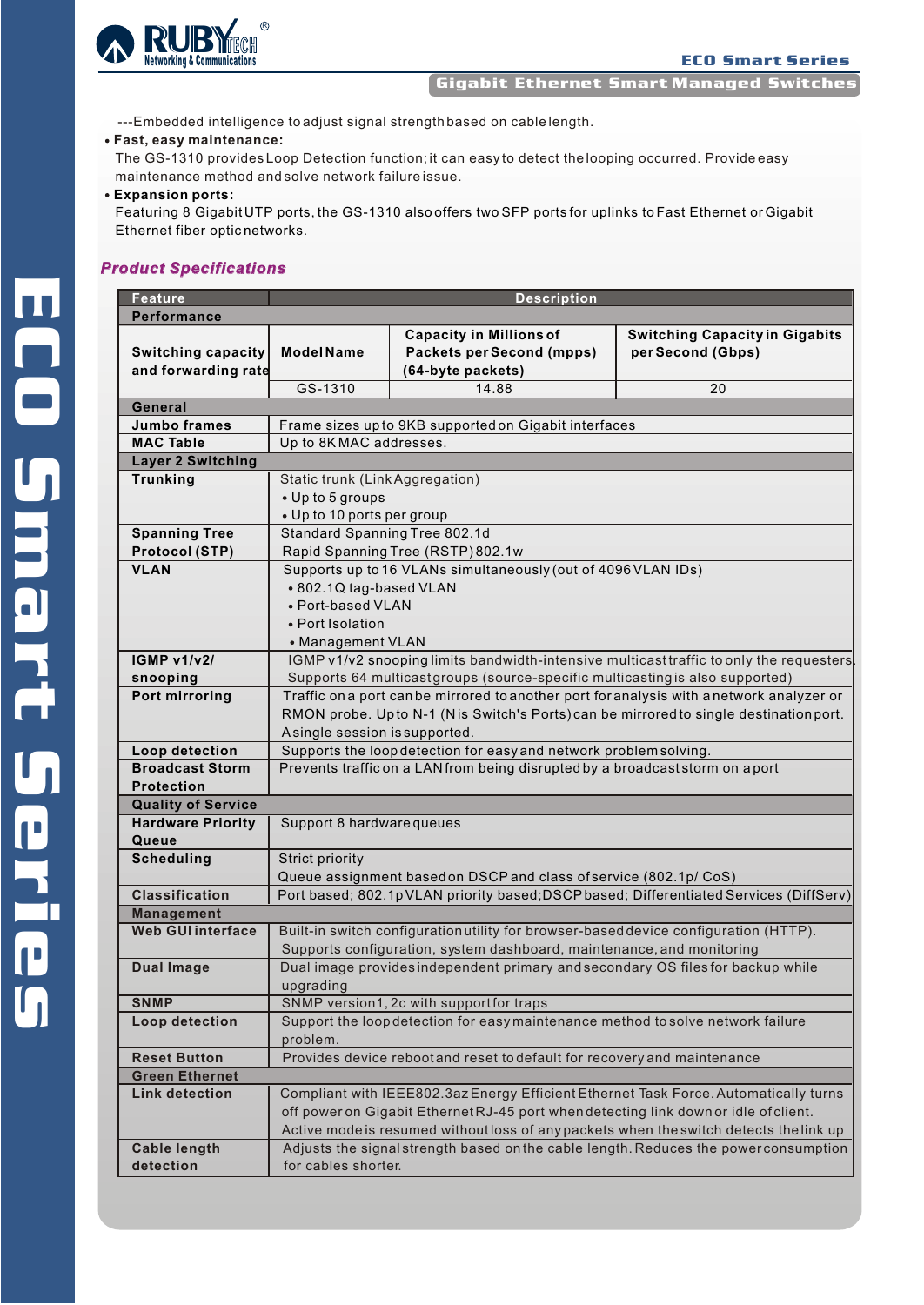---Embedded intelligence to adjust signal strength based on cable length.

- **Fast, easy maintenance:**
  The GS-1310 provides Loop Detection function; it can easy to detect the looping occurred. Provide easy maintenance method and solve network failure issue.
- **Expansion ports:**
  Featuring 8 Gigabit UTP ports, the GS-1310 also offers two SFP ports for uplinks to Fast Ethernet or Gigabit Ethernet fiber optic networks.

## *Product Specifications*

| Feature | Description | | |
|---|---|---|---|
| **Performance** | | | |
| **Switching capacity and forwarding rate** | **Model Name** | **Capacity in Millions of Packets per Second (mpps) (64-byte packets)** | **Switching Capacity in Gigabits per Second (Gbps)** |
| | GS-1310 | 14.88 | 20 |
| **General** | | | |
| **Jumbo frames** | Frame sizes up to 9KB supported on Gigabit interfaces | | |
| **MAC Table** | Up to 8K MAC addresses. | | |
| **Layer 2 Switching** | | | |
| **Trunking** | Static trunk (Link Aggregation)<br>• Up to 5 groups<br>• Up to 10 ports per group | | |
| **Spanning Tree Protocol (STP)** | Standard Spanning Tree 802.1d<br>Rapid Spanning Tree (RSTP) 802.1w | | |
| **VLAN** | Supports up to 16 VLANs simultaneously (out of 4096 VLAN IDs)<br>• 802.1Q tag-based VLAN<br>• Port-based VLAN<br>• Port Isolation<br>• Management VLAN | | |
| **IGMP v1/v2/ snooping** | IGMP v1/v2 snooping limits bandwidth-intensive multicast traffic to only the requesters. Supports 64 multicast groups (source-specific multicasting is also supported) | | |
| **Port mirroring** | Traffic on a port can be mirrored to another port for analysis with a network analyzer or RMON probe. Up to N-1 (N is Switch's Ports) can be mirrored to single destination port. A single session is supported. | | |
| **Loop detection** | Supports the loop detection for easy and network problem solving. | | |
| **Broadcast Storm Protection** | Prevents traffic on a LAN from being disrupted by a broadcast storm on a port | | |
| **Quality of Service** | | | |
| **Hardware Priority Queue** | Support 8 hardware queues | | |
| **Scheduling** | Strict priority<br>Queue assignment based on DSCP and class of service (802.1p/ CoS) | | |
| **Classification** | Port based; 802.1p VLAN priority based; DSCP based; Differentiated Services (DiffServ) | | |
| **Management** | | | |
| **Web GUI interface** | Built-in switch configuration utility for browser-based device configuration (HTTP). Supports configuration, system dashboard, maintenance, and monitoring | | |
| **Dual Image** | Dual image provides independent primary and secondary OS files for backup while upgrading | | |
| **SNMP** | SNMP version1, 2c with support for traps | | |
| **Loop detection** | Support the loop detection for easy maintenance method to solve network failure problem. | | |
| **Reset Button** | Provides device reboot and reset to default for recovery and maintenance | | |
| **Green Ethernet** | | | |
| **Link detection** | Compliant with IEEE802.3az Energy Efficient Ethernet Task Force. Automatically turns off power on Gigabit Ethernet RJ-45 port when detecting link down or idle of client. Active mode is resumed without loss of any packets when the switch detects the link up | | |
| **Cable length detection** | Adjusts the signal strength based on the cable length. Reduces the power consumption for cables shorter. | | |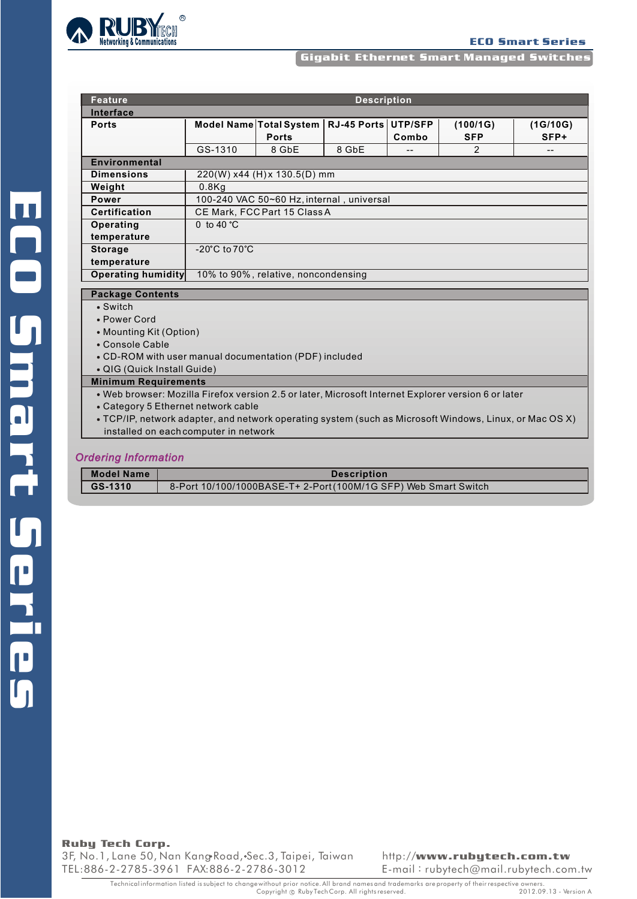| Feature | Description | | | | | |
|---|---|---|---|---|---|---|
| **Interface** | | | | | | |
| **Ports** | **Model Name** | **Total System Ports** | **RJ-45 Ports** | **UTP/SFP Combo** | **(100/1G) SFP** | **(1G/10G) SFP+** |
| | GS-1310 | 8 GbE | 8 GbE | -- | 2 | -- |
| **Environmental** | | | | | | |
| **Dimensions** | 220(W) x44 (H)x 130.5(D) mm | | | | | |
| **Weight** | 0.8Kg | | | | | |
| **Power** | 100-240 VAC 50~60 Hz, internal , universal | | | | | |
| **Certification** | CE Mark, FCC Part 15 Class A | | | | | |
| **Operating temperature** | 0 to 40 °C | | | | | |
| **Storage temperature** | -20°C to 70°C | | | | | |
| **Operating humidity** | 10% to 90%, relative, noncondensing | | | | | |

**Package Contents**

- Switch
- Power Cord
- Mounting Kit (Option)
- Console Cable
- CD-ROM with user manual documentation (PDF) included
- QIG (Quick Install Guide)

**Minimum Requirements**

- Web browser: Mozilla Firefox version 2.5 or later, Microsoft Internet Explorer version 6 or later
- Category 5 Ethernet network cable
- TCP/IP, network adapter, and network operating system (such as Microsoft Windows, Linux, or Mac OS X) installed on each computer in network

## *Ordering Information*

| Model Name | Description |
|---|---|
| **GS-1310** | 8-Port 10/100/1000BASE-T+ 2-Port (100M/1G SFP) Web Smart Switch |

**Ruby Tech Corp.**
3F, No.1, Lane 50, Nan Kang Road, Sec.3, Taipei, Taiwan
TEL:886-2-2785-3961 FAX:886-2-2786-3012

http://**www.rubytech.com.tw**
E-mail : rubytech@mail.rubytech.com.tw

Technical information listed is subject to change without prior notice. All brand names and trademarks are property of their respective owners.
Copyright © Ruby Tech Corp. All rights reserved.
2012.09.13 - Version A